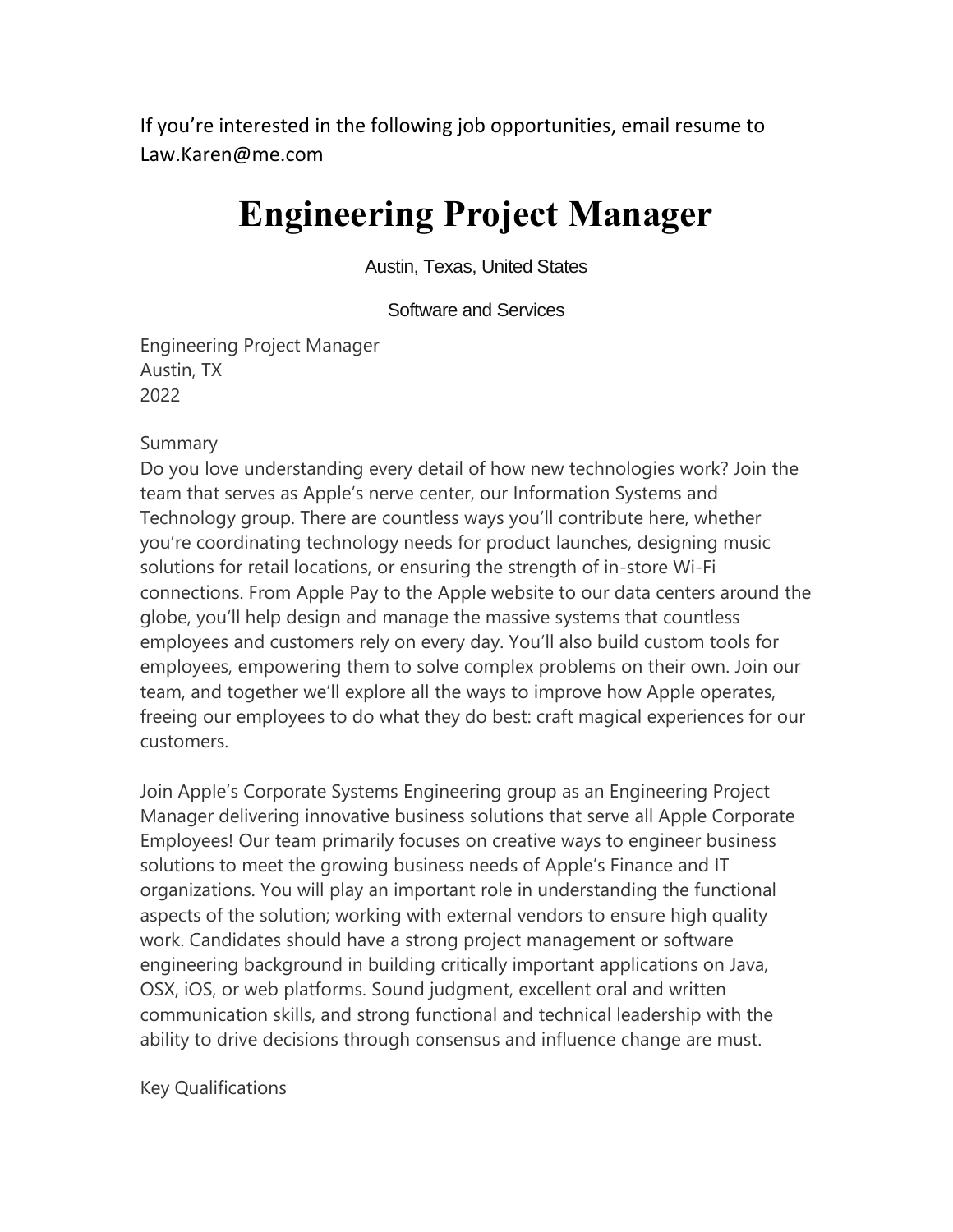If you're interested in the following job opportunities, email resume to Law.Karen@me.com

# Engineering Project Manager

Austin, Texas, United States

Software and Services

Engineering Project Manager
Austin, TX
2022

Summary

Do you love understanding every detail of how new technologies work? Join the team that serves as Apple's nerve center, our Information Systems and Technology group. There are countless ways you'll contribute here, whether you're coordinating technology needs for product launches, designing music solutions for retail locations, or ensuring the strength of in-store Wi-Fi connections. From Apple Pay to the Apple website to our data centers around the globe, you'll help design and manage the massive systems that countless employees and customers rely on every day. You'll also build custom tools for employees, empowering them to solve complex problems on their own. Join our team, and together we'll explore all the ways to improve how Apple operates, freeing our employees to do what they do best: craft magical experiences for our customers.

Join Apple's Corporate Systems Engineering group as an Engineering Project Manager delivering innovative business solutions that serve all Apple Corporate Employees! Our team primarily focuses on creative ways to engineer business solutions to meet the growing business needs of Apple's Finance and IT organizations. You will play an important role in understanding the functional aspects of the solution; working with external vendors to ensure high quality work. Candidates should have a strong project management or software engineering background in building critically important applications on Java, OSX, iOS, or web platforms. Sound judgment, excellent oral and written communication skills, and strong functional and technical leadership with the ability to drive decisions through consensus and influence change are must.

Key Qualifications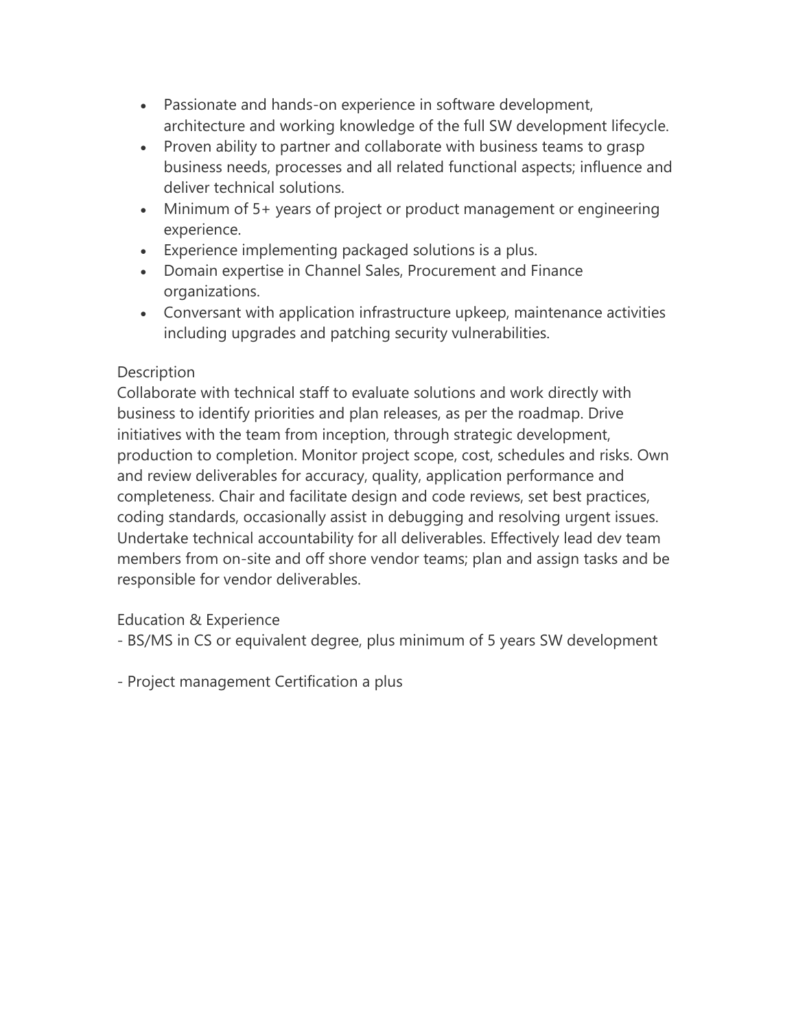- Passionate and hands-on experience in software development, architecture and working knowledge of the full SW development lifecycle.
- Proven ability to partner and collaborate with business teams to grasp business needs, processes and all related functional aspects; influence and deliver technical solutions.
- Minimum of 5+ years of project or product management or engineering experience.
- Experience implementing packaged solutions is a plus.
- Domain expertise in Channel Sales, Procurement and Finance organizations.
- Conversant with application infrastructure upkeep, maintenance activities including upgrades and patching security vulnerabilities.

Description

Collaborate with technical staff to evaluate solutions and work directly with business to identify priorities and plan releases, as per the roadmap. Drive initiatives with the team from inception, through strategic development, production to completion. Monitor project scope, cost, schedules and risks. Own and review deliverables for accuracy, quality, application performance and completeness. Chair and facilitate design and code reviews, set best practices, coding standards, occasionally assist in debugging and resolving urgent issues. Undertake technical accountability for all deliverables. Effectively lead dev team members from on-site and off shore vendor teams; plan and assign tasks and be responsible for vendor deliverables.

Education & Experience

- BS/MS in CS or equivalent degree, plus minimum of 5 years SW development

- Project management Certification a plus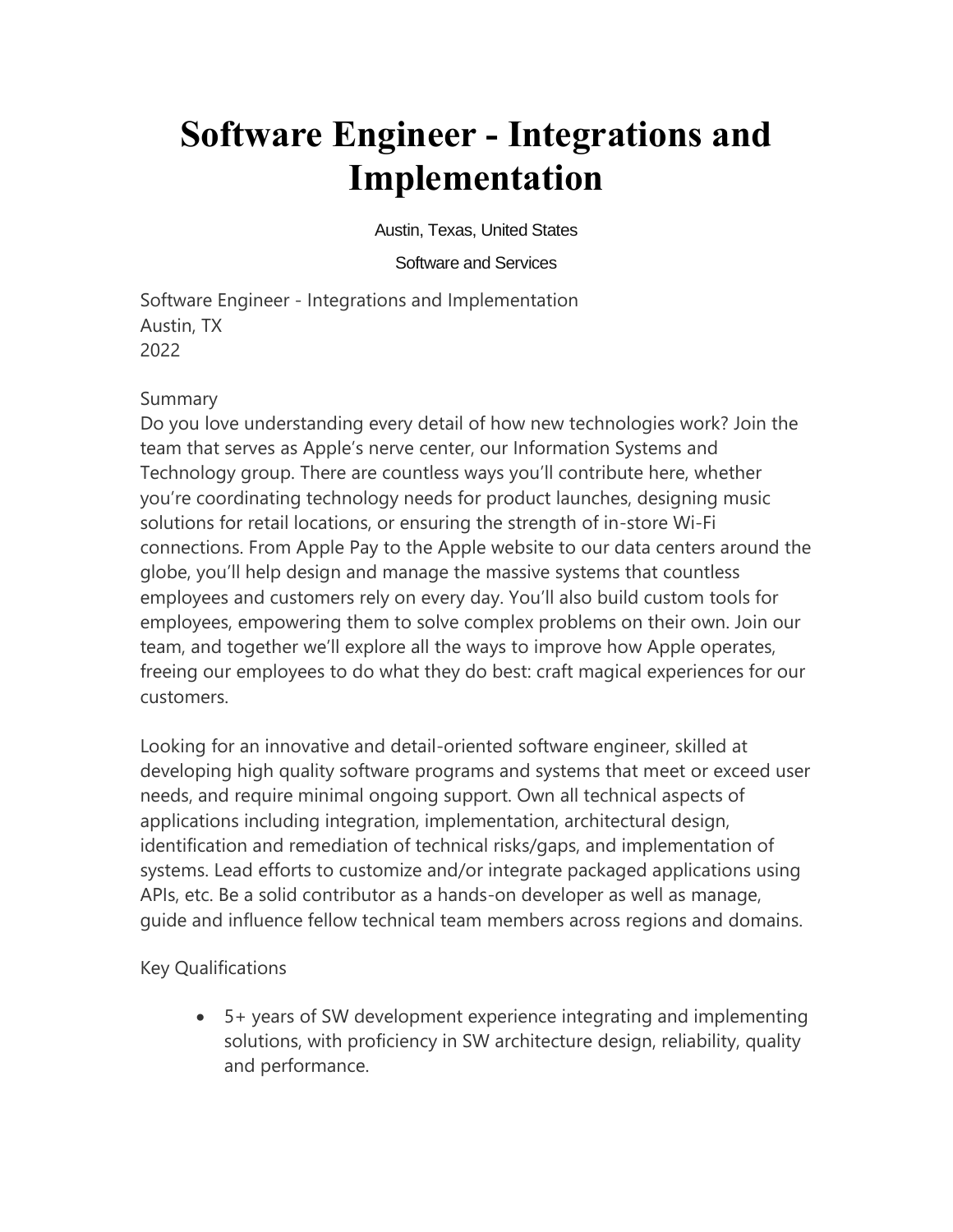# Software Engineer - Integrations and Implementation

Austin, Texas, United States

Software and Services

Software Engineer - Integrations and Implementation
Austin, TX
2022

Summary
Do you love understanding every detail of how new technologies work? Join the team that serves as Apple's nerve center, our Information Systems and Technology group. There are countless ways you'll contribute here, whether you're coordinating technology needs for product launches, designing music solutions for retail locations, or ensuring the strength of in-store Wi-Fi connections. From Apple Pay to the Apple website to our data centers around the globe, you'll help design and manage the massive systems that countless employees and customers rely on every day. You'll also build custom tools for employees, empowering them to solve complex problems on their own. Join our team, and together we'll explore all the ways to improve how Apple operates, freeing our employees to do what they do best: craft magical experiences for our customers.

Looking for an innovative and detail-oriented software engineer, skilled at developing high quality software programs and systems that meet or exceed user needs, and require minimal ongoing support. Own all technical aspects of applications including integration, implementation, architectural design, identification and remediation of technical risks/gaps, and implementation of systems. Lead efforts to customize and/or integrate packaged applications using APIs, etc. Be a solid contributor as a hands-on developer as well as manage, guide and influence fellow technical team members across regions and domains.

Key Qualifications

- 5+ years of SW development experience integrating and implementing solutions, with proficiency in SW architecture design, reliability, quality and performance.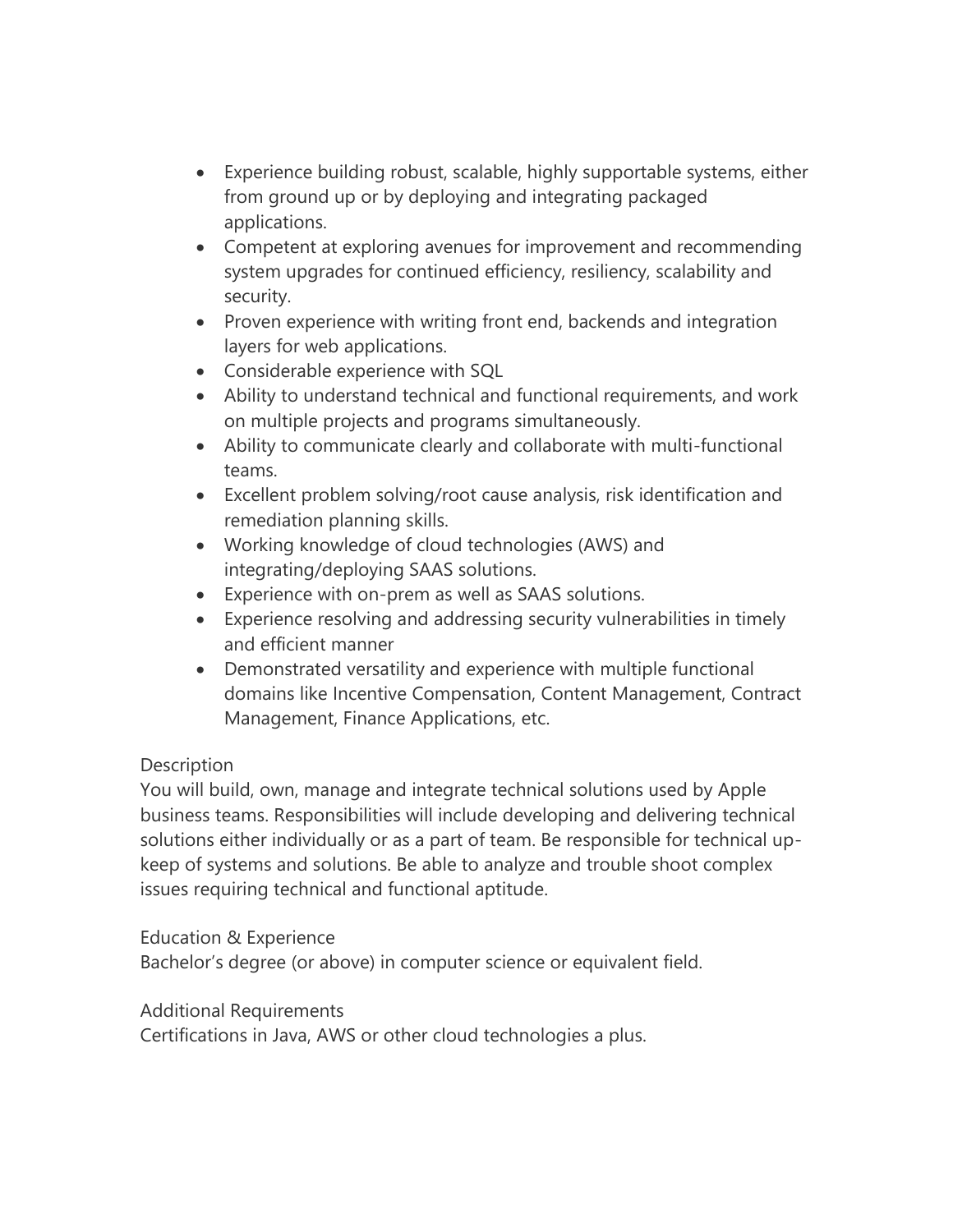- Experience building robust, scalable, highly supportable systems, either from ground up or by deploying and integrating packaged applications.
- Competent at exploring avenues for improvement and recommending system upgrades for continued efficiency, resiliency, scalability and security.
- Proven experience with writing front end, backends and integration layers for web applications.
- Considerable experience with SQL
- Ability to understand technical and functional requirements, and work on multiple projects and programs simultaneously.
- Ability to communicate clearly and collaborate with multi-functional teams.
- Excellent problem solving/root cause analysis, risk identification and remediation planning skills.
- Working knowledge of cloud technologies (AWS) and integrating/deploying SAAS solutions.
- Experience with on-prem as well as SAAS solutions.
- Experience resolving and addressing security vulnerabilities in timely and efficient manner
- Demonstrated versatility and experience with multiple functional domains like Incentive Compensation, Content Management, Contract Management, Finance Applications, etc.

Description

You will build, own, manage and integrate technical solutions used by Apple business teams. Responsibilities will include developing and delivering technical solutions either individually or as a part of team. Be responsible for technical up-keep of systems and solutions. Be able to analyze and trouble shoot complex issues requiring technical and functional aptitude.

Education & Experience

Bachelor's degree (or above) in computer science or equivalent field.

Additional Requirements

Certifications in Java, AWS or other cloud technologies a plus.